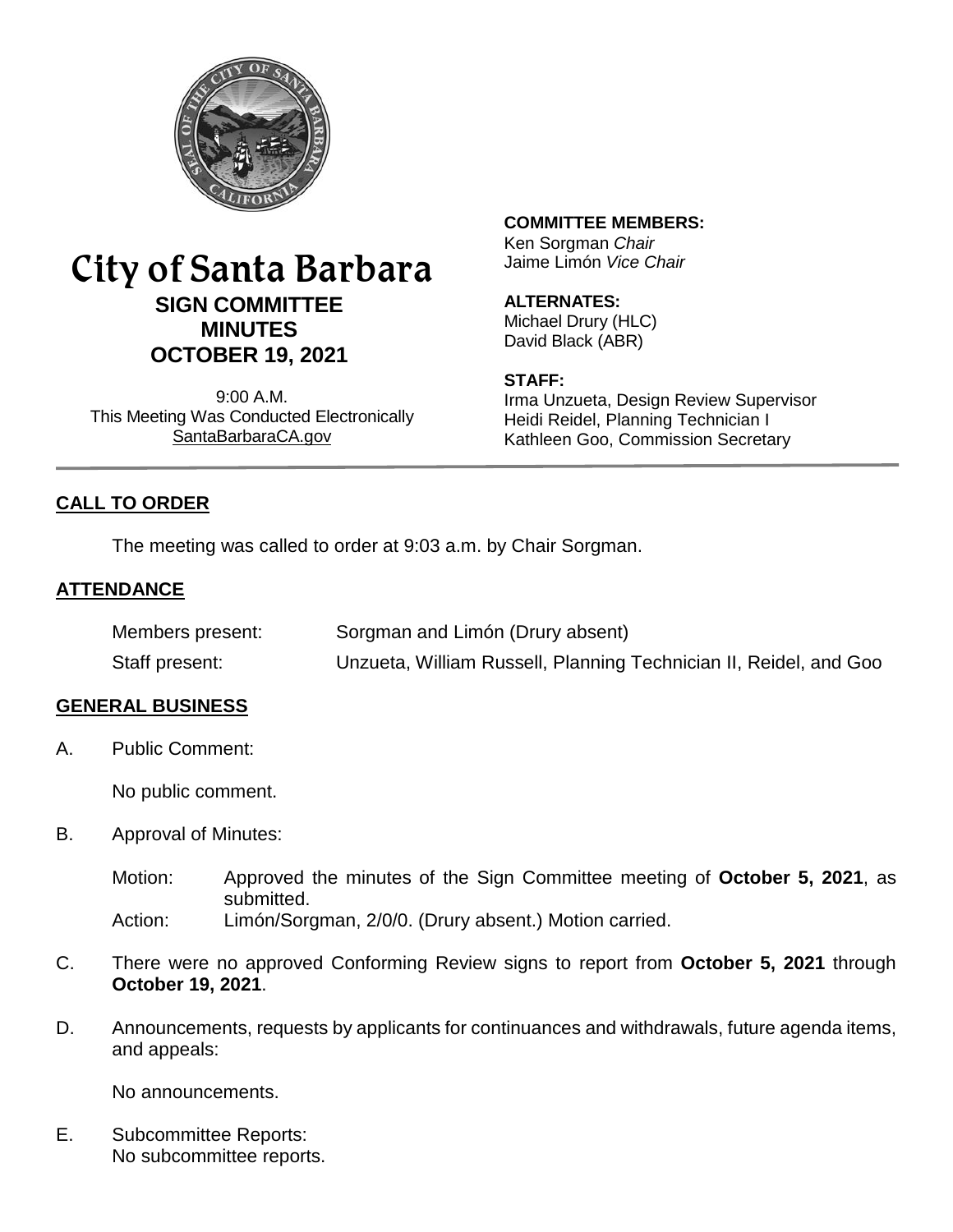# City of Santa Barbara

## SIGN COMMITTEE MINUTES

## OCTOBER 19, 2021

9:00 A.M.
This Meeting Was Conducted Electronically
SantaBarbaraCA.gov

**COMMITTEE MEMBERS:**
Ken Sorgman *Chair*
Jaime Limón *Vice Chair*

**ALTERNATES:**
Michael Drury (HLC)
David Black (ABR)

**STAFF:**
Irma Unzueta, Design Review Supervisor
Heidi Reidel, Planning Technician I
Kathleen Goo, Commission Secretary

## CALL TO ORDER

The meeting was called to order at 9:03 a.m. by Chair Sorgman.

## ATTENDANCE

| | |
|---|---|
| Members present: | Sorgman and Limón (Drury absent) |
| Staff present: | Unzueta, William Russell, Planning Technician II, Reidel, and Goo |

## GENERAL BUSINESS

A. Public Comment:

No public comment.

B. Approval of Minutes:

Motion: Approved the minutes of the Sign Committee meeting of **October 5, 2021**, as submitted.
Action: Limón/Sorgman, 2/0/0. (Drury absent.) Motion carried.

C. There were no approved Conforming Review signs to report from **October 5, 2021** through **October 19, 2021**.

D. Announcements, requests by applicants for continuances and withdrawals, future agenda items, and appeals:

No announcements.

E. Subcommittee Reports:
No subcommittee reports.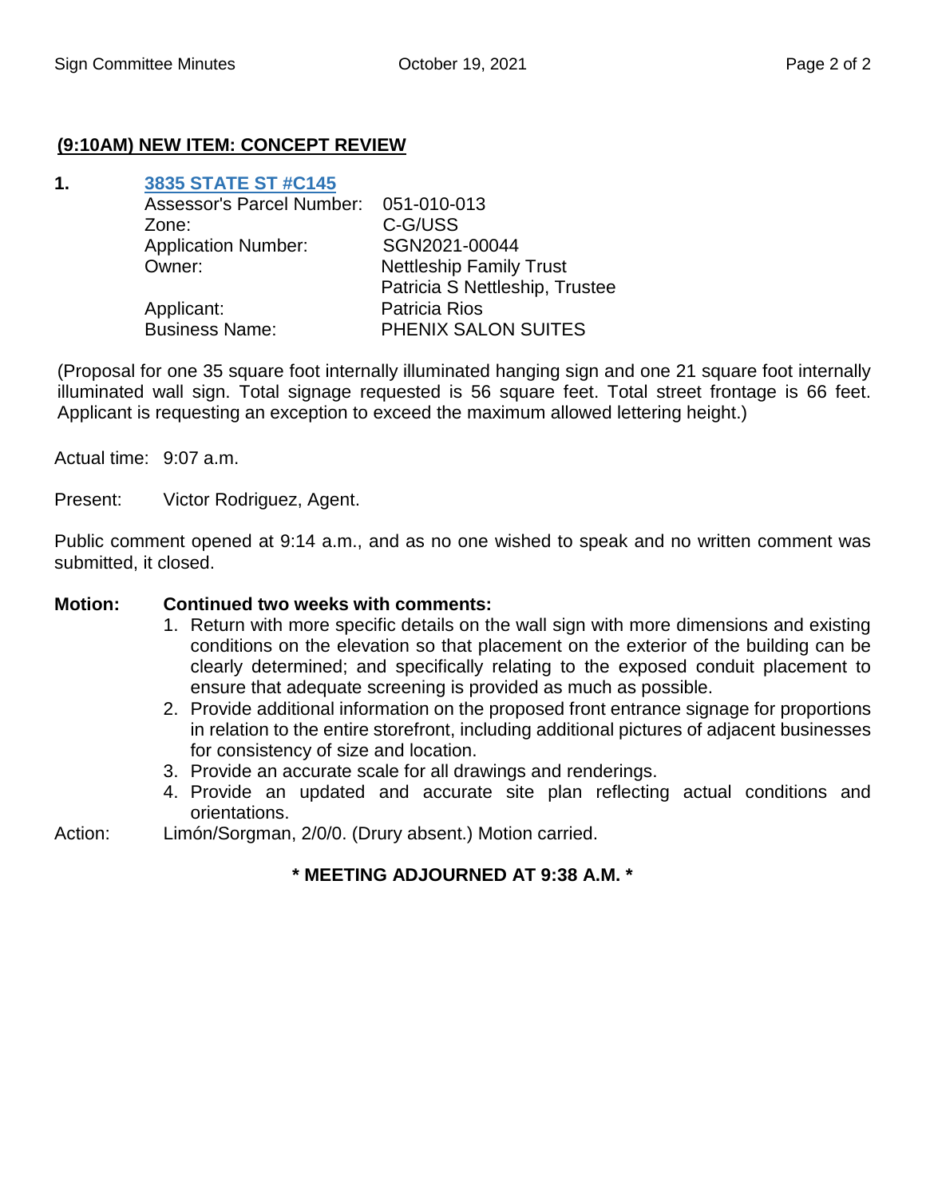## (9:10AM) NEW ITEM: CONCEPT REVIEW

**1. [3835 STATE ST #C145]**

| | |
|---|---|
| Assessor's Parcel Number: | 051-010-013 |
| Zone: | C-G/USS |
| Application Number: | SGN2021-00044 |
| Owner: | Nettleship Family Trust |
| | Patricia S Nettleship, Trustee |
| Applicant: | Patricia Rios |
| Business Name: | PHENIX SALON SUITES |

(Proposal for one 35 square foot internally illuminated hanging sign and one 21 square foot internally illuminated wall sign. Total signage requested is 56 square feet. Total street frontage is 66 feet. Applicant is requesting an exception to exceed the maximum allowed lettering height.)

Actual time: 9:07 a.m.

Present: Victor Rodriguez, Agent.

Public comment opened at 9:14 a.m., and as no one wished to speak and no written comment was submitted, it closed.

**Motion: Continued two weeks with comments:**

1. Return with more specific details on the wall sign with more dimensions and existing conditions on the elevation so that placement on the exterior of the building can be clearly determined; and specifically relating to the exposed conduit placement to ensure that adequate screening is provided as much as possible.
2. Provide additional information on the proposed front entrance signage for proportions in relation to the entire storefront, including additional pictures of adjacent businesses for consistency of size and location.
3. Provide an accurate scale for all drawings and renderings.
4. Provide an updated and accurate site plan reflecting actual conditions and orientations.

Action: Limón/Sorgman, 2/0/0. (Drury absent.) Motion carried.

**\* MEETING ADJOURNED AT 9:38 A.M. \***